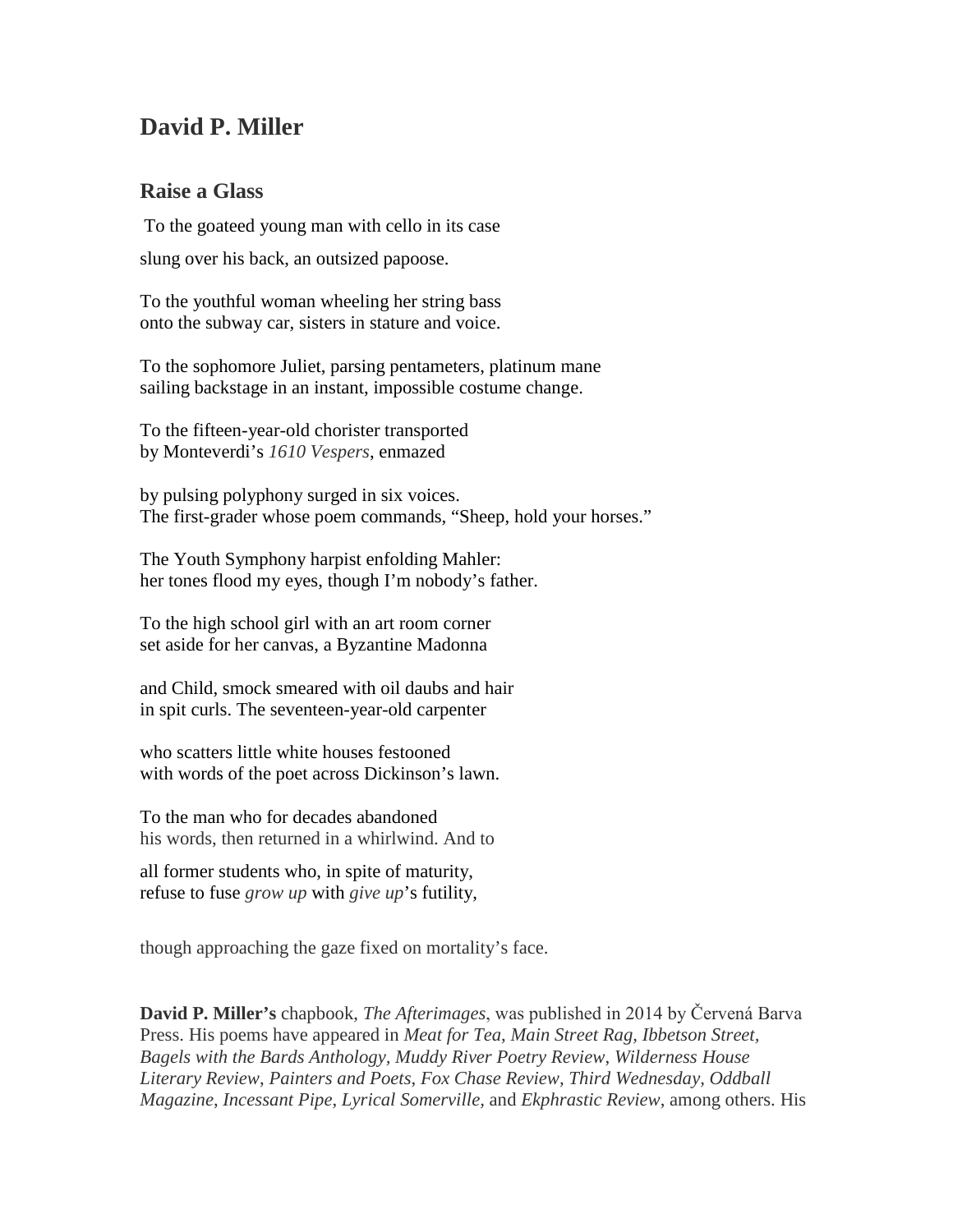## David P. Miller

### Raise a Glass

To the goateed young man with cello in its case  
slung over his back, an outsized papoose.

To the youthful woman wheeling her string bass  
onto the subway car, sisters in stature and voice.

To the sophomore Juliet, parsing pentameters, platinum mane  
sailing backstage in an instant, impossible costume change.

To the fifteen-year-old chorister transported  
by Monteverdi's *1610 Vespers*, enmazed

by pulsing polyphony surged in six voices.  
The first-grader whose poem commands, "Sheep, hold your horses."

The Youth Symphony harpist enfolding Mahler:  
her tones flood my eyes, though I'm nobody's father.

To the high school girl with an art room corner  
set aside for her canvas, a Byzantine Madonna

and Child, smock smeared with oil daubs and hair  
in spit curls. The seventeen-year-old carpenter

who scatters little white houses festooned  
with words of the poet across Dickinson's lawn.

To the man who for decades abandoned  
his words, then returned in a whirlwind. And to

all former students who, in spite of maturity,  
refuse to fuse *grow up* with *give up*'s futility,

though approaching the gaze fixed on mortality's face.

**David P. Miller's** chapbook, *The Afterimages*, was published in 2014 by Červená Barva Press. His poems have appeared in *Meat for Tea*, *Main Street Rag*, *Ibbetson Street*, *Bagels with the Bards Anthology*, *Muddy River Poetry Review*, *Wilderness House Literary Review*, *Painters and Poets*, *Fox Chase Review*, *Third Wednesday*, *Oddball Magazine*, *Incessant Pipe*, *Lyrical Somerville*, and *Ekphrastic Review*, among others. His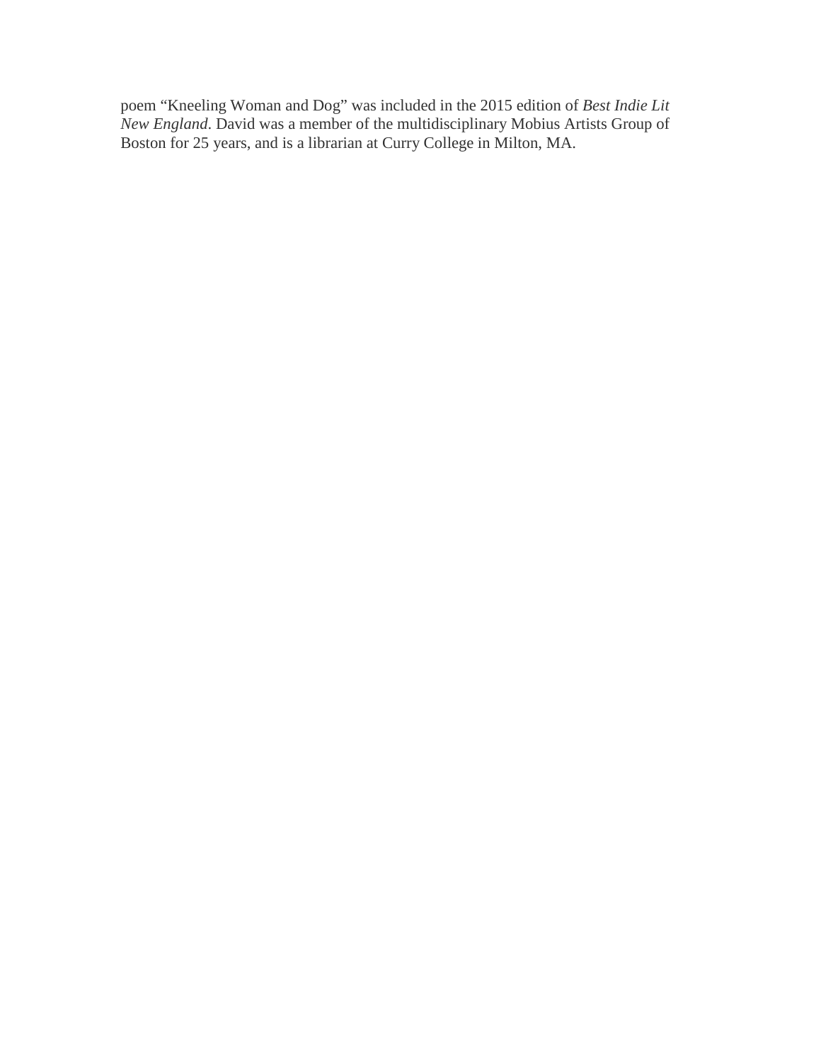poem “Kneeling Woman and Dog” was included in the 2015 edition of *Best Indie Lit New England*. David was a member of the multidisciplinary Mobius Artists Group of Boston for 25 years, and is a librarian at Curry College in Milton, MA.